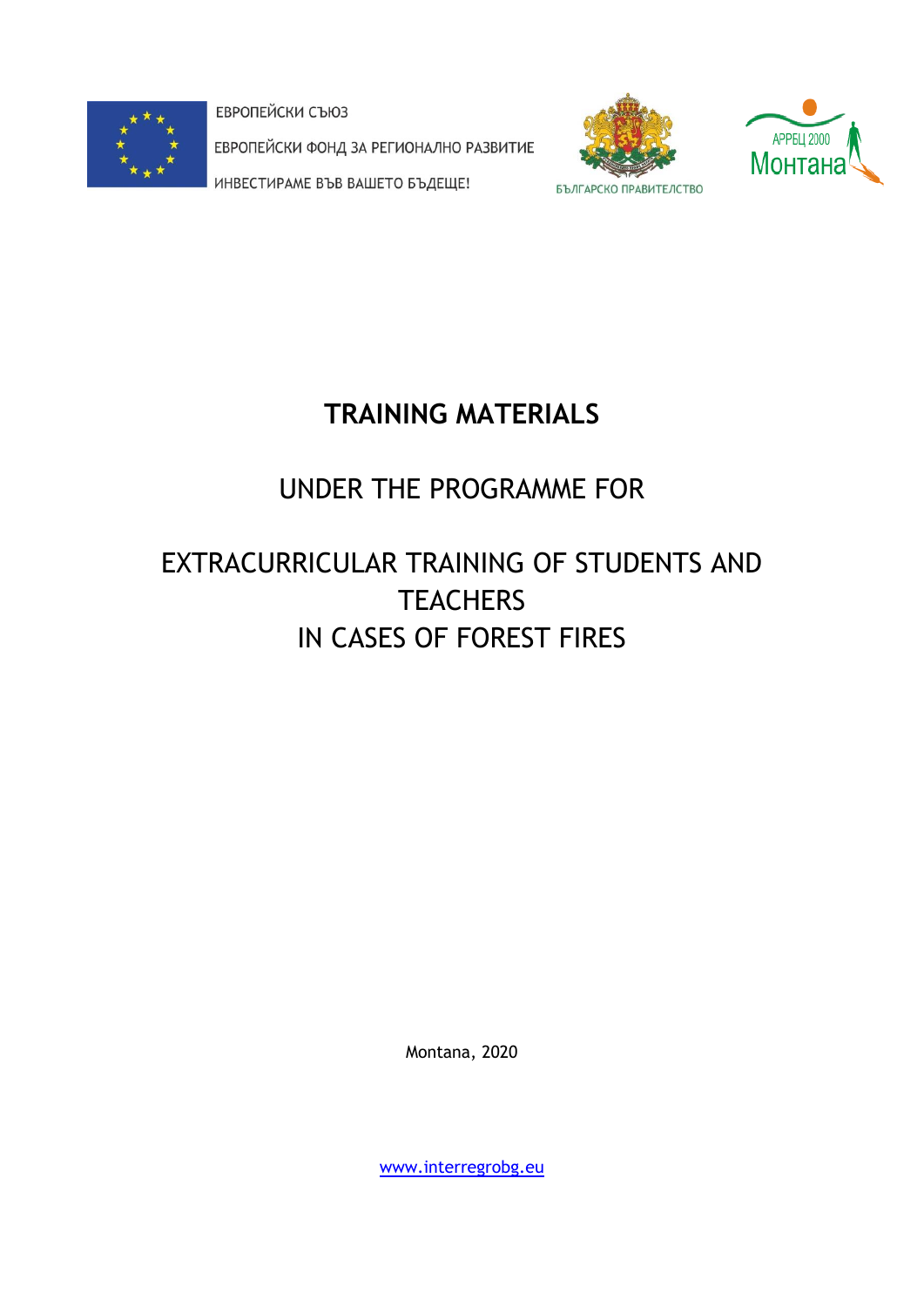ЕВРОПЕЙСКИ СЪЮЗ

ЕВРОПЕЙСКИ ФОНД ЗА РЕГИОНАЛНО РАЗВИТИЕ

ИНВЕСТИРАМЕ ВЪВ ВАШЕТО БЪДЕЩЕ!

БЪЛГАРСКО ПРАВИТЕЛСТВО

АРРЕЦ 2000 Монтана

# TRAINING MATERIALS

## UNDER THE PROGRAMME FOR

## EXTRACURRICULAR TRAINING OF STUDENTS AND TEACHERS IN CASES OF FOREST FIRES

Montana, 2020

www.interregrobg.eu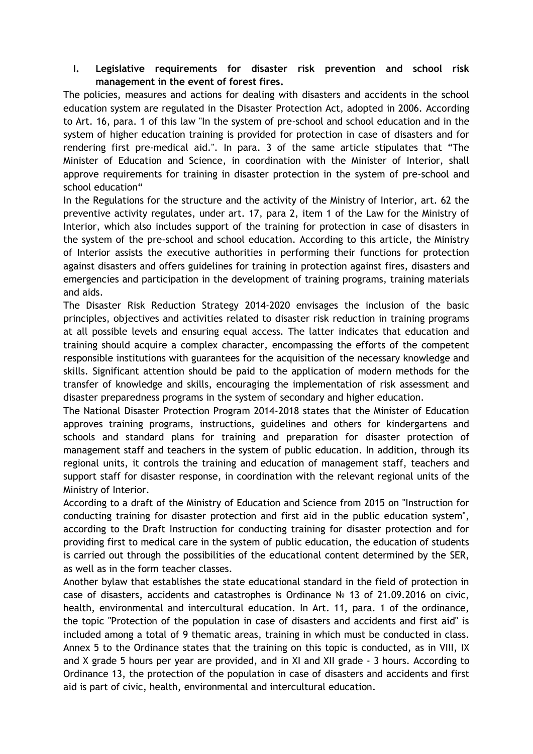## I. Legislative requirements for disaster risk prevention and school risk management in the event of forest fires.

The policies, measures and actions for dealing with disasters and accidents in the school education system are regulated in the Disaster Protection Act, adopted in 2006. According to Art. 16, para. 1 of this law "In the system of pre-school and school education and in the system of higher education training is provided for protection in case of disasters and for rendering first pre-medical aid.". In para. 3 of the same article stipulates that "The Minister of Education and Science, in coordination with the Minister of Interior, shall approve requirements for training in disaster protection in the system of pre-school and school education"

In the Regulations for the structure and the activity of the Ministry of Interior, art. 62 the preventive activity regulates, under art. 17, para 2, item 1 of the Law for the Ministry of Interior, which also includes support of the training for protection in case of disasters in the system of the pre-school and school education. According to this article, the Ministry of Interior assists the executive authorities in performing their functions for protection against disasters and offers guidelines for training in protection against fires, disasters and emergencies and participation in the development of training programs, training materials and aids.

The Disaster Risk Reduction Strategy 2014-2020 envisages the inclusion of the basic principles, objectives and activities related to disaster risk reduction in training programs at all possible levels and ensuring equal access. The latter indicates that education and training should acquire a complex character, encompassing the efforts of the competent responsible institutions with guarantees for the acquisition of the necessary knowledge and skills. Significant attention should be paid to the application of modern methods for the transfer of knowledge and skills, encouraging the implementation of risk assessment and disaster preparedness programs in the system of secondary and higher education.

The National Disaster Protection Program 2014-2018 states that the Minister of Education approves training programs, instructions, guidelines and others for kindergartens and schools and standard plans for training and preparation for disaster protection of management staff and teachers in the system of public education. In addition, through its regional units, it controls the training and education of management staff, teachers and support staff for disaster response, in coordination with the relevant regional units of the Ministry of Interior.

According to a draft of the Ministry of Education and Science from 2015 on "Instruction for conducting training for disaster protection and first aid in the public education system", according to the Draft Instruction for conducting training for disaster protection and for providing first to medical care in the system of public education, the education of students is carried out through the possibilities of the educational content determined by the SER, as well as in the form teacher classes.

Another bylaw that establishes the state educational standard in the field of protection in case of disasters, accidents and catastrophes is Ordinance № 13 of 21.09.2016 on civic, health, environmental and intercultural education. In Art. 11, para. 1 of the ordinance, the topic "Protection of the population in case of disasters and accidents and first aid" is included among a total of 9 thematic areas, training in which must be conducted in class. Annex 5 to the Ordinance states that the training on this topic is conducted, as in VIII, IX and X grade 5 hours per year are provided, and in XI and XII grade - 3 hours. According to Ordinance 13, the protection of the population in case of disasters and accidents and first aid is part of civic, health, environmental and intercultural education.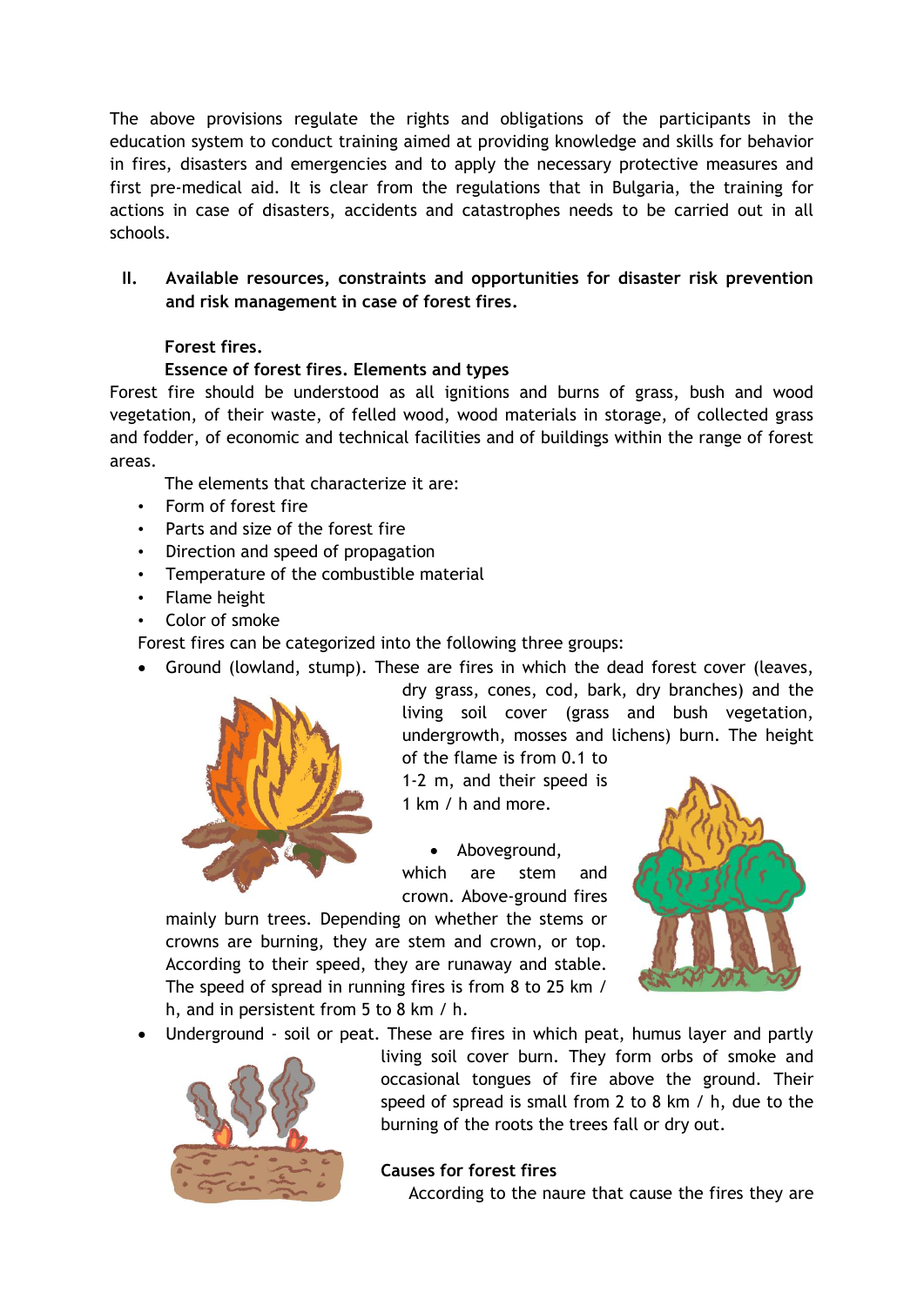The above provisions regulate the rights and obligations of the participants in the education system to conduct training aimed at providing knowledge and skills for behavior in fires, disasters and emergencies and to apply the necessary protective measures and first pre-medical aid. It is clear from the regulations that in Bulgaria, the training for actions in case of disasters, accidents and catastrophes needs to be carried out in all schools.

## II. Available resources, constraints and opportunities for disaster risk prevention and risk management in case of forest fires.

### Forest fires.

### Essence of forest fires. Elements and types

Forest fire should be understood as all ignitions and burns of grass, bush and wood vegetation, of their waste, of felled wood, wood materials in storage, of collected grass and fodder, of economic and technical facilities and of buildings within the range of forest areas.

The elements that characterize it are:

- Form of forest fire
- Parts and size of the forest fire
- Direction and speed of propagation
- Temperature of the combustible material
- Flame height
- Color of smoke

Forest fires can be categorized into the following three groups:

- Ground (lowland, stump). These are fires in which the dead forest cover (leaves, dry grass, cones, cod, bark, dry branches) and the living soil cover (grass and bush vegetation, undergrowth, mosses and lichens) burn. The height of the flame is from 0.1 to 1-2 m, and their speed is 1 km / h and more.
- Aboveground, which are stem and crown. Above-ground fires mainly burn trees. Depending on whether the stems or crowns are burning, they are stem and crown, or top. According to their speed, they are runaway and stable. The speed of spread in running fires is from 8 to 25 km / h, and in persistent from 5 to 8 km / h.
- Underground - soil or peat. These are fires in which peat, humus layer and partly living soil cover burn. They form orbs of smoke and occasional tongues of fire above the ground. Their speed of spread is small from 2 to 8 km / h, due to the burning of the roots the trees fall or dry out.

### Causes for forest fires

According to the naure that cause the fires they are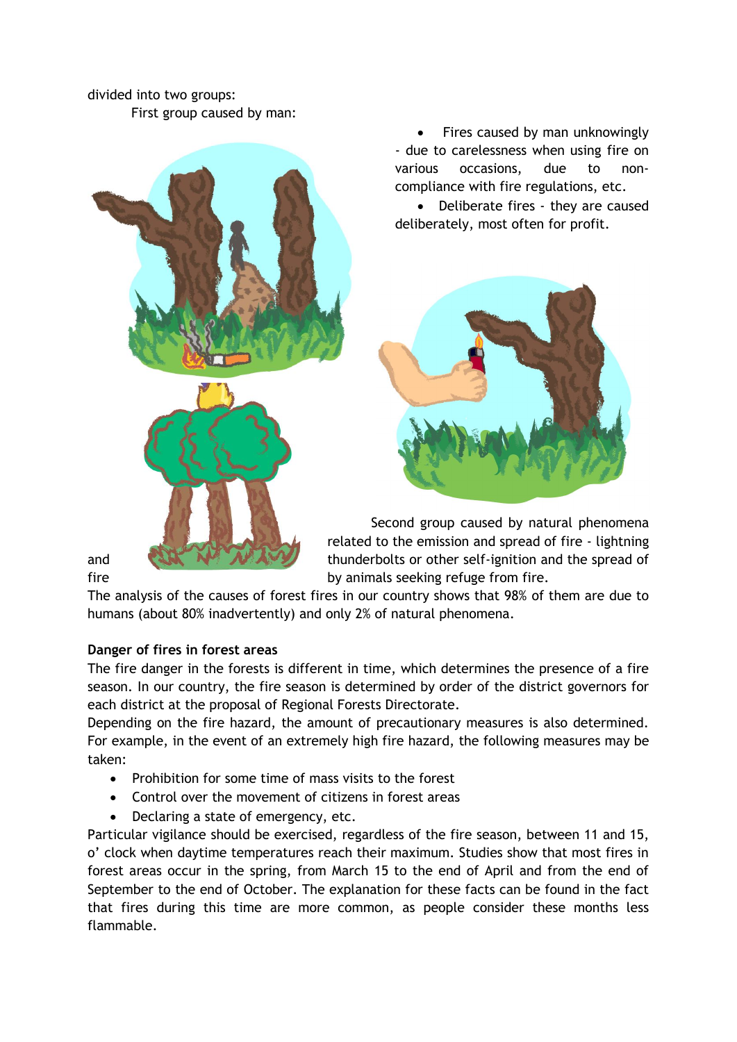divided into two groups:

First group caused by man:

- Fires caused by man unknowingly - due to carelessness when using fire on various occasions, due to non-compliance with fire regulations, etc.
- Deliberate fires - they are caused deliberately, most often for profit.

Second group caused by natural phenomena related to the emission and spread of fire - lightning and thunderbolts or other self-ignition and the spread of fire by animals seeking refuge from fire.

The analysis of the causes of forest fires in our country shows that 98% of them are due to humans (about 80% inadvertently) and only 2% of natural phenomena.

**Danger of fires in forest areas**

The fire danger in the forests is different in time, which determines the presence of a fire season. In our country, the fire season is determined by order of the district governors for each district at the proposal of Regional Forests Directorate.

Depending on the fire hazard, the amount of precautionary measures is also determined. For example, in the event of an extremely high fire hazard, the following measures may be taken:

- Prohibition for some time of mass visits to the forest
- Control over the movement of citizens in forest areas
- Declaring a state of emergency, etc.

Particular vigilance should be exercised, regardless of the fire season, between 11 and 15, o' clock when daytime temperatures reach their maximum. Studies show that most fires in forest areas occur in the spring, from March 15 to the end of April and from the end of September to the end of October. The explanation for these facts can be found in the fact that fires during this time are more common, as people consider these months less flammable.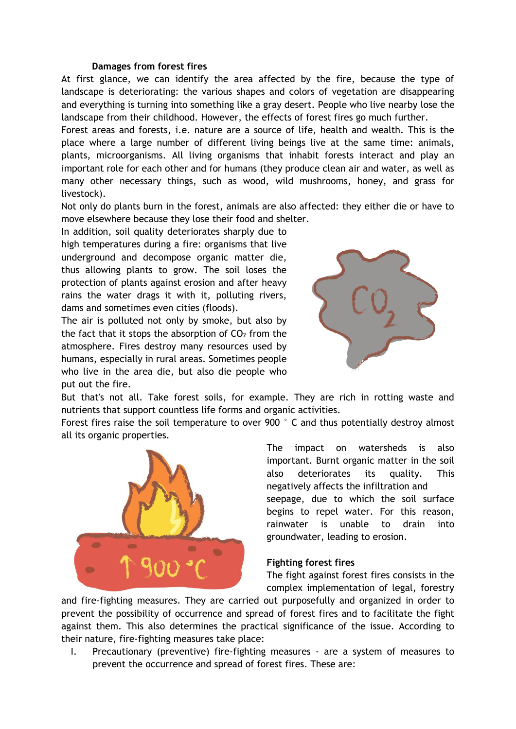**Damages from forest fires**

At first glance, we can identify the area affected by the fire, because the type of landscape is deteriorating: the various shapes and colors of vegetation are disappearing and everything is turning into something like a gray desert. People who live nearby lose the landscape from their childhood. However, the effects of forest fires go much further.

Forest areas and forests, i.e. nature are a source of life, health and wealth. This is the place where a large number of different living beings live at the same time: animals, plants, microorganisms. All living organisms that inhabit forests interact and play an important role for each other and for humans (they produce clean air and water, as well as many other necessary things, such as wood, wild mushrooms, honey, and grass for livestock).

Not only do plants burn in the forest, animals are also affected: they either die or have to move elsewhere because they lose their food and shelter.

In addition, soil quality deteriorates sharply due to high temperatures during a fire: organisms that live underground and decompose organic matter die, thus allowing plants to grow. The soil loses the protection of plants against erosion and after heavy rains the water drags it with it, polluting rivers, dams and sometimes even cities (floods).

The air is polluted not only by smoke, but also by the fact that it stops the absorption of $CO_2$ from the atmosphere. Fires destroy many resources used by humans, especially in rural areas. Sometimes people who live in the area die, but also die people who put out the fire.

But that's not all. Take forest soils, for example. They are rich in rotting waste and nutrients that support countless life forms and organic activities.

Forest fires raise the soil temperature to over 900 ° C and thus potentially destroy almost all its organic properties.

The impact on watersheds is also important. Burnt organic matter in the soil also deteriorates its quality. This negatively affects the infiltration and seepage, due to which the soil surface begins to repel water. For this reason, rainwater is unable to drain into groundwater, leading to erosion.

**Fighting forest fires**

The fight against forest fires consists in the complex implementation of legal, forestry and fire-fighting measures. They are carried out purposefully and organized in order to prevent the possibility of occurrence and spread of forest fires and to facilitate the fight against them. This also determines the practical significance of the issue. According to their nature, fire-fighting measures take place:

I. Precautionary (preventive) fire-fighting measures - are a system of measures to prevent the occurrence and spread of forest fires. These are: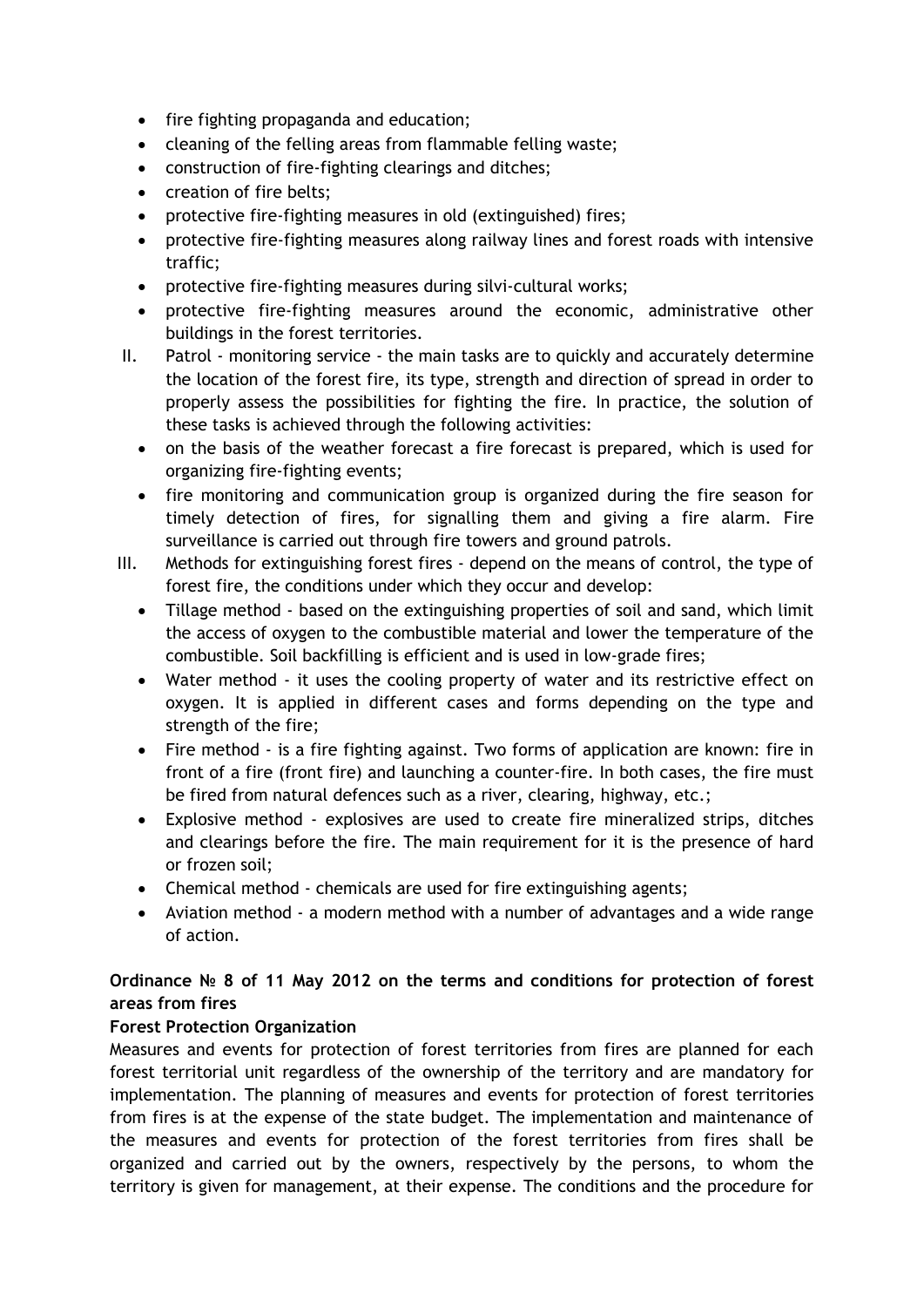- fire fighting propaganda and education;
- cleaning of the felling areas from flammable felling waste;
- construction of fire-fighting clearings and ditches;
- creation of fire belts;
- protective fire-fighting measures in old (extinguished) fires;
- protective fire-fighting measures along railway lines and forest roads with intensive traffic;
- protective fire-fighting measures during silvi-cultural works;
- protective fire-fighting measures around the economic, administrative other buildings in the forest territories.

II. Patrol - monitoring service - the main tasks are to quickly and accurately determine the location of the forest fire, its type, strength and direction of spread in order to properly assess the possibilities for fighting the fire. In practice, the solution of these tasks is achieved through the following activities:
   - on the basis of the weather forecast a fire forecast is prepared, which is used for organizing fire-fighting events;
   - fire monitoring and communication group is organized during the fire season for timely detection of fires, for signalling them and giving a fire alarm. Fire surveillance is carried out through fire towers and ground patrols.

III. Methods for extinguishing forest fires - depend on the means of control, the type of forest fire, the conditions under which they occur and develop:
   - Tillage method - based on the extinguishing properties of soil and sand, which limit the access of oxygen to the combustible material and lower the temperature of the combustible. Soil backfilling is efficient and is used in low-grade fires;
   - Water method - it uses the cooling property of water and its restrictive effect on oxygen. It is applied in different cases and forms depending on the type and strength of the fire;
   - Fire method - is a fire fighting against. Two forms of application are known: fire in front of a fire (front fire) and launching a counter-fire. In both cases, the fire must be fired from natural defences such as a river, clearing, highway, etc.;
   - Explosive method - explosives are used to create fire mineralized strips, ditches and clearings before the fire. The main requirement for it is the presence of hard or frozen soil;
   - Chemical method - chemicals are used for fire extinguishing agents;
   - Aviation method - a modern method with a number of advantages and a wide range of action.

**Ordinance № 8 of 11 May 2012 on the terms and conditions for protection of forest areas from fires**

**Forest Protection Organization**

Measures and events for protection of forest territories from fires are planned for each forest territorial unit regardless of the ownership of the territory and are mandatory for implementation. The planning of measures and events for protection of forest territories from fires is at the expense of the state budget. The implementation and maintenance of the measures and events for protection of the forest territories from fires shall be organized and carried out by the owners, respectively by the persons, to whom the territory is given for management, at their expense. The conditions and the procedure for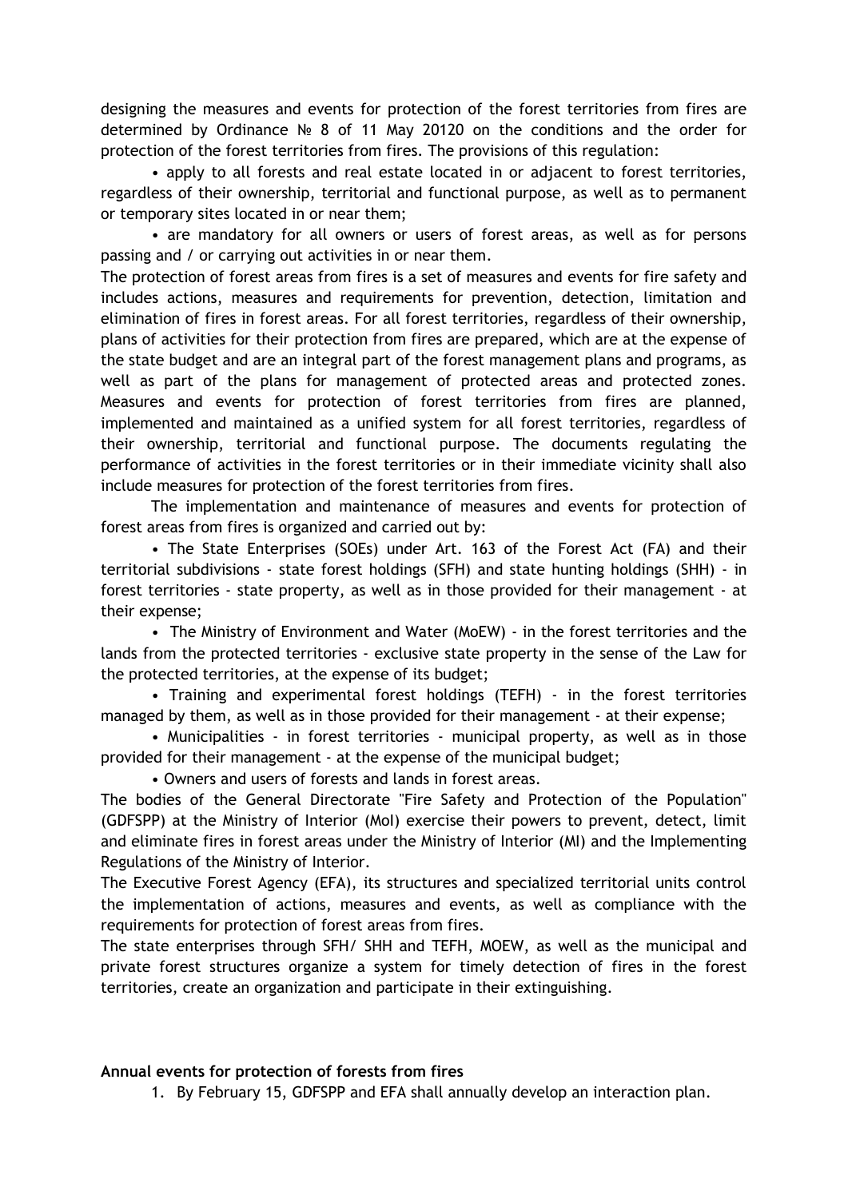designing the measures and events for protection of the forest territories from fires are determined by Ordinance № 8 of 11 May 20120 on the conditions and the order for protection of the forest territories from fires. The provisions of this regulation:

- apply to all forests and real estate located in or adjacent to forest territories, regardless of their ownership, territorial and functional purpose, as well as to permanent or temporary sites located in or near them;
- are mandatory for all owners or users of forest areas, as well as for persons passing and / or carrying out activities in or near them.

The protection of forest areas from fires is a set of measures and events for fire safety and includes actions, measures and requirements for prevention, detection, limitation and elimination of fires in forest areas. For all forest territories, regardless of their ownership, plans of activities for their protection from fires are prepared, which are at the expense of the state budget and are an integral part of the forest management plans and programs, as well as part of the plans for management of protected areas and protected zones. Measures and events for protection of forest territories from fires are planned, implemented and maintained as a unified system for all forest territories, regardless of their ownership, territorial and functional purpose. The documents regulating the performance of activities in the forest territories or in their immediate vicinity shall also include measures for protection of the forest territories from fires.

The implementation and maintenance of measures and events for protection of forest areas from fires is organized and carried out by:

- The State Enterprises (SOEs) under Art. 163 of the Forest Act (FA) and their territorial subdivisions - state forest holdings (SFH) and state hunting holdings (SHH) - in forest territories - state property, as well as in those provided for their management - at their expense;
- The Ministry of Environment and Water (MoEW) - in the forest territories and the lands from the protected territories - exclusive state property in the sense of the Law for the protected territories, at the expense of its budget;
- Training and experimental forest holdings (TEFH) - in the forest territories managed by them, as well as in those provided for their management - at their expense;
- Municipalities - in forest territories - municipal property, as well as in those provided for their management - at the expense of the municipal budget;
- Owners and users of forests and lands in forest areas.

The bodies of the General Directorate "Fire Safety and Protection of the Population" (GDFSPP) at the Ministry of Interior (MoI) exercise their powers to prevent, detect, limit and eliminate fires in forest areas under the Ministry of Interior (MI) and the Implementing Regulations of the Ministry of Interior.

The Executive Forest Agency (EFA), its structures and specialized territorial units control the implementation of actions, measures and events, as well as compliance with the requirements for protection of forest areas from fires.

The state enterprises through SFH/ SHH and TEFH, MOEW, as well as the municipal and private forest structures organize a system for timely detection of fires in the forest territories, create an organization and participate in their extinguishing.

**Annual events for protection of forests from fires**

1. By February 15, GDFSPP and EFA shall annually develop an interaction plan.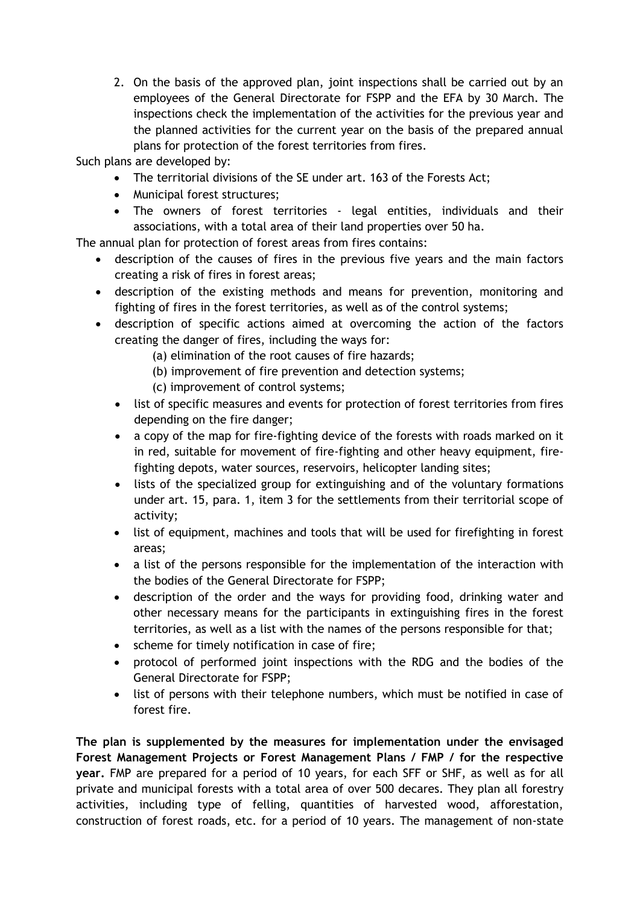2. On the basis of the approved plan, joint inspections shall be carried out by an employees of the General Directorate for FSPP and the EFA by 30 March. The inspections check the implementation of the activities for the previous year and the planned activities for the current year on the basis of the prepared annual plans for protection of the forest territories from fires.

Such plans are developed by:

- The territorial divisions of the SE under art. 163 of the Forests Act;
- Municipal forest structures;
- The owners of forest territories - legal entities, individuals and their associations, with a total area of their land properties over 50 ha.

The annual plan for protection of forest areas from fires contains:

- description of the causes of fires in the previous five years and the main factors creating a risk of fires in forest areas;
- description of the existing methods and means for prevention, monitoring and fighting of fires in the forest territories, as well as of the control systems;
- description of specific actions aimed at overcoming the action of the factors creating the danger of fires, including the ways for:
    - (a) elimination of the root causes of fire hazards;
    - (b) improvement of fire prevention and detection systems;
    - (c) improvement of control systems;
- list of specific measures and events for protection of forest territories from fires depending on the fire danger;
- a copy of the map for fire-fighting device of the forests with roads marked on it in red, suitable for movement of fire-fighting and other heavy equipment, fire-fighting depots, water sources, reservoirs, helicopter landing sites;
- lists of the specialized group for extinguishing and of the voluntary formations under art. 15, para. 1, item 3 for the settlements from their territorial scope of activity;
- list of equipment, machines and tools that will be used for firefighting in forest areas;
- a list of the persons responsible for the implementation of the interaction with the bodies of the General Directorate for FSPP;
- description of the order and the ways for providing food, drinking water and other necessary means for the participants in extinguishing fires in the forest territories, as well as a list with the names of the persons responsible for that;
- scheme for timely notification in case of fire;
- protocol of performed joint inspections with the RDG and the bodies of the General Directorate for FSPP;
- list of persons with their telephone numbers, which must be notified in case of forest fire.

**The plan is supplemented by the measures for implementation under the envisaged Forest Management Projects or Forest Management Plans / FMP / for the respective year.** FMP are prepared for a period of 10 years, for each SFF or SHF, as well as for all private and municipal forests with a total area of over 500 decares. They plan all forestry activities, including type of felling, quantities of harvested wood, afforestation, construction of forest roads, etc. for a period of 10 years. The management of non-state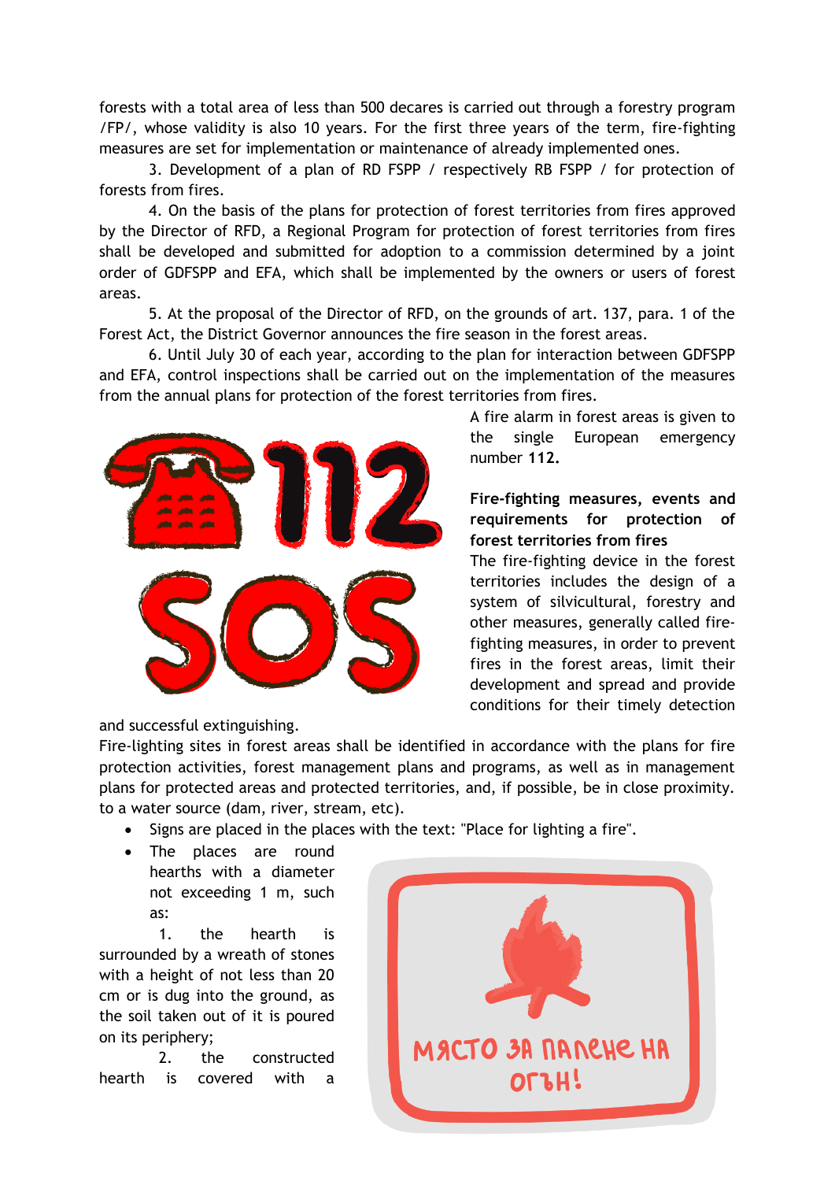forests with a total area of less than 500 decares is carried out through a forestry program /FP/, whose validity is also 10 years. For the first three years of the term, fire-fighting measures are set for implementation or maintenance of already implemented ones.

3. Development of a plan of RD FSPP / respectively RB FSPP / for protection of forests from fires.

4. On the basis of the plans for protection of forest territories from fires approved by the Director of RFD, a Regional Program for protection of forest territories from fires shall be developed and submitted for adoption to a commission determined by a joint order of GDFSPP and EFA, which shall be implemented by the owners or users of forest areas.

5. At the proposal of the Director of RFD, on the grounds of art. 137, para. 1 of the Forest Act, the District Governor announces the fire season in the forest areas.

6. Until July 30 of each year, according to the plan for interaction between GDFSPP and EFA, control inspections shall be carried out on the implementation of the measures from the annual plans for protection of the forest territories from fires.

A fire alarm in forest areas is given to the single European emergency number **112.**

**Fire-fighting measures, events and requirements for protection of forest territories from fires**

The fire-fighting device in the forest territories includes the design of a system of silvicultural, forestry and other measures, generally called fire-fighting measures, in order to prevent fires in the forest areas, limit their development and spread and provide conditions for their timely detection and successful extinguishing.

Fire-lighting sites in forest areas shall be identified in accordance with the plans for fire protection activities, forest management plans and programs, as well as in management plans for protected areas and protected territories, and, if possible, be in close proximity. to a water source (dam, river, stream, etc).

- Signs are placed in the places with the text: "Place for lighting a fire".
- The places are round hearths with a diameter not exceeding 1 m, such as:

1. the hearth is surrounded by a wreath of stones with a height of not less than 20 cm or is dug into the ground, as the soil taken out of it is poured on its periphery;

2. the constructed hearth is covered with a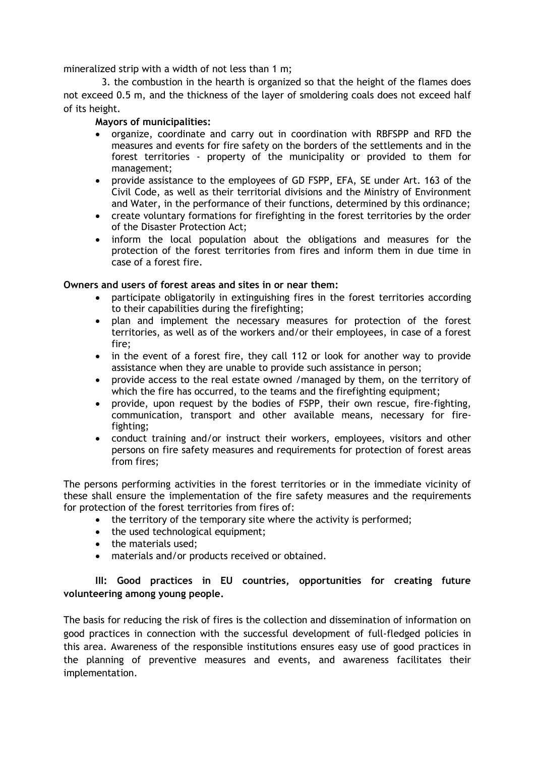mineralized strip with a width of not less than 1 m;

3. the combustion in the hearth is organized so that the height of the flames does not exceed 0.5 m, and the thickness of the layer of smoldering coals does not exceed half of its height.

**Mayors of municipalities:**

- organize, coordinate and carry out in coordination with RBFSPP and RFD the measures and events for fire safety on the borders of the settlements and in the forest territories - property of the municipality or provided to them for management;
- provide assistance to the employees of GD FSPP, EFA, SE under Art. 163 of the Civil Code, as well as their territorial divisions and the Ministry of Environment and Water, in the performance of their functions, determined by this ordinance;
- create voluntary formations for firefighting in the forest territories by the order of the Disaster Protection Act;
- inform the local population about the obligations and measures for the protection of the forest territories from fires and inform them in due time in case of a forest fire.

**Owners and users of forest areas and sites in or near them:**

- participate obligatorily in extinguishing fires in the forest territories according to their capabilities during the firefighting;
- plan and implement the necessary measures for protection of the forest territories, as well as of the workers and/or their employees, in case of a forest fire;
- in the event of a forest fire, they call 112 or look for another way to provide assistance when they are unable to provide such assistance in person;
- provide access to the real estate owned /managed by them, on the territory of which the fire has occurred, to the teams and the firefighting equipment;
- provide, upon request by the bodies of FSPP, their own rescue, fire-fighting, communication, transport and other available means, necessary for fire-fighting;
- conduct training and/or instruct their workers, employees, visitors and other persons on fire safety measures and requirements for protection of forest areas from fires;

The persons performing activities in the forest territories or in the immediate vicinity of these shall ensure the implementation of the fire safety measures and the requirements for protection of the forest territories from fires of:

- the territory of the temporary site where the activity is performed;
- the used technological equipment;
- the materials used;
- materials and/or products received or obtained.

## III: Good practices in EU countries, opportunities for creating future volunteering among young people.

The basis for reducing the risk of fires is the collection and dissemination of information on good practices in connection with the successful development of full-fledged policies in this area. Awareness of the responsible institutions ensures easy use of good practices in the planning of preventive measures and events, and awareness facilitates their implementation.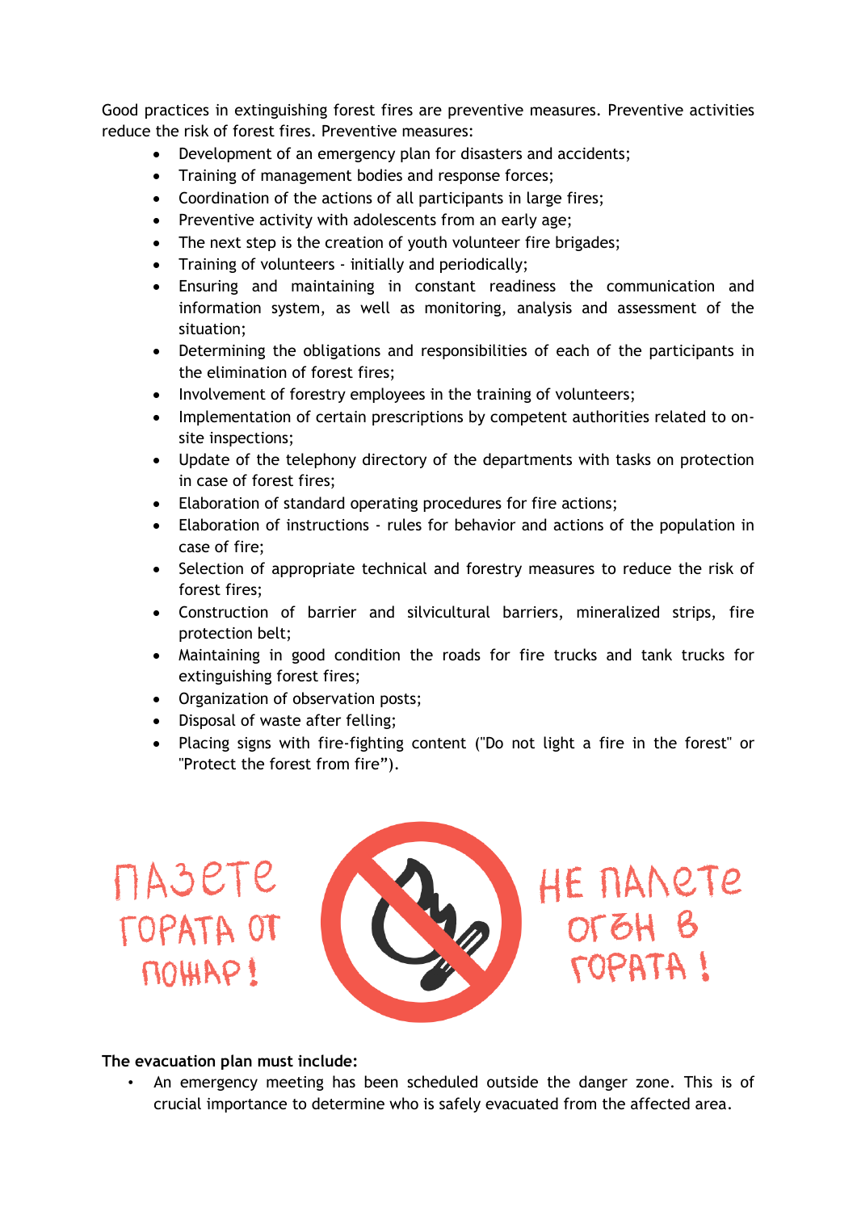Good practices in extinguishing forest fires are preventive measures. Preventive activities reduce the risk of forest fires. Preventive measures:

- Development of an emergency plan for disasters and accidents;
- Training of management bodies and response forces;
- Coordination of the actions of all participants in large fires;
- Preventive activity with adolescents from an early age;
- The next step is the creation of youth volunteer fire brigades;
- Training of volunteers - initially and periodically;
- Ensuring and maintaining in constant readiness the communication and information system, as well as monitoring, analysis and assessment of the situation;
- Determining the obligations and responsibilities of each of the participants in the elimination of forest fires;
- Involvement of forestry employees in the training of volunteers;
- Implementation of certain prescriptions by competent authorities related to on-site inspections;
- Update of the telephony directory of the departments with tasks on protection in case of forest fires;
- Elaboration of standard operating procedures for fire actions;
- Elaboration of instructions - rules for behavior and actions of the population in case of fire;
- Selection of appropriate technical and forestry measures to reduce the risk of forest fires;
- Construction of barrier and silvicultural barriers, mineralized strips, fire protection belt;
- Maintaining in good condition the roads for fire trucks and tank trucks for extinguishing forest fires;
- Organization of observation posts;
- Disposal of waste after felling;
- Placing signs with fire-fighting content ("Do not light a fire in the forest" or "Protect the forest from fire").

ПАЗЕТЕ ГОРАТА ОТ ПОЖАР!

НЕ ПАЛЕТЕ ОГЪН В ГОРАТА!

**The evacuation plan must include:**

- An emergency meeting has been scheduled outside the danger zone. This is of crucial importance to determine who is safely evacuated from the affected area.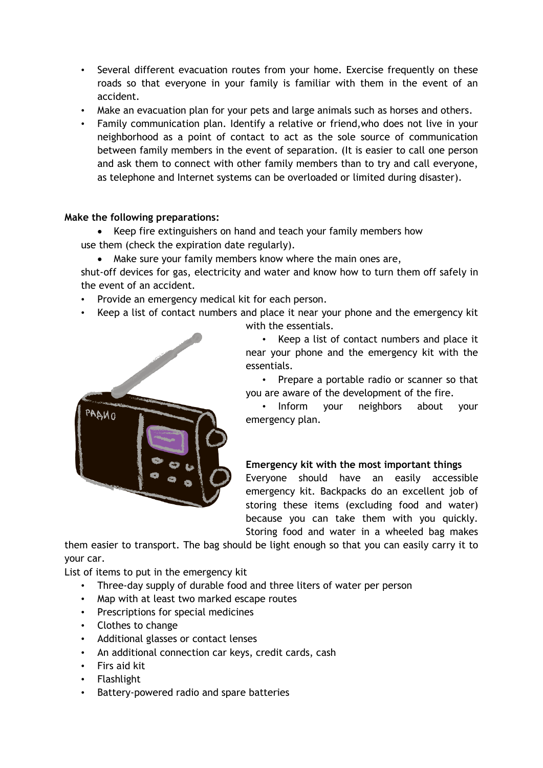- Several different evacuation routes from your home. Exercise frequently on these roads so that everyone in your family is familiar with them in the event of an accident.
- Make an evacuation plan for your pets and large animals such as horses and others.
- Family communication plan. Identify a relative or friend,who does not live in your neighborhood as a point of contact to act as the sole source of communication between family members in the event of separation. (It is easier to call one person and ask them to connect with other family members than to try and call everyone, as telephone and Internet systems can be overloaded or limited during disaster).

**Make the following preparations:**

- Keep fire extinguishers on hand and teach your family members how use them (check the expiration date regularly).
- Make sure your family members know where the main ones are, shut-off devices for gas, electricity and water and know how to turn them off safely in the event of an accident.
- Provide an emergency medical kit for each person.
- Keep a list of contact numbers and place it near your phone and the emergency kit with the essentials.
- Keep a list of contact numbers and place it near your phone and the emergency kit with the essentials.
- Prepare a portable radio or scanner so that you are aware of the development of the fire.
- Inform your neighbors about your emergency plan.

**Emergency kit with the most important things**

Everyone should have an easily accessible emergency kit. Backpacks do an excellent job of storing these items (excluding food and water) because you can take them with you quickly. Storing food and water in a wheeled bag makes them easier to transport. The bag should be light enough so that you can easily carry it to your car.

List of items to put in the emergency kit

- Three-day supply of durable food and three liters of water per person
- Map with at least two marked escape routes
- Prescriptions for special medicines
- Clothes to change
- Additional glasses or contact lenses
- An additional connection car keys, credit cards, cash
- Firs aid kit
- Flashlight
- Battery-powered radio and spare batteries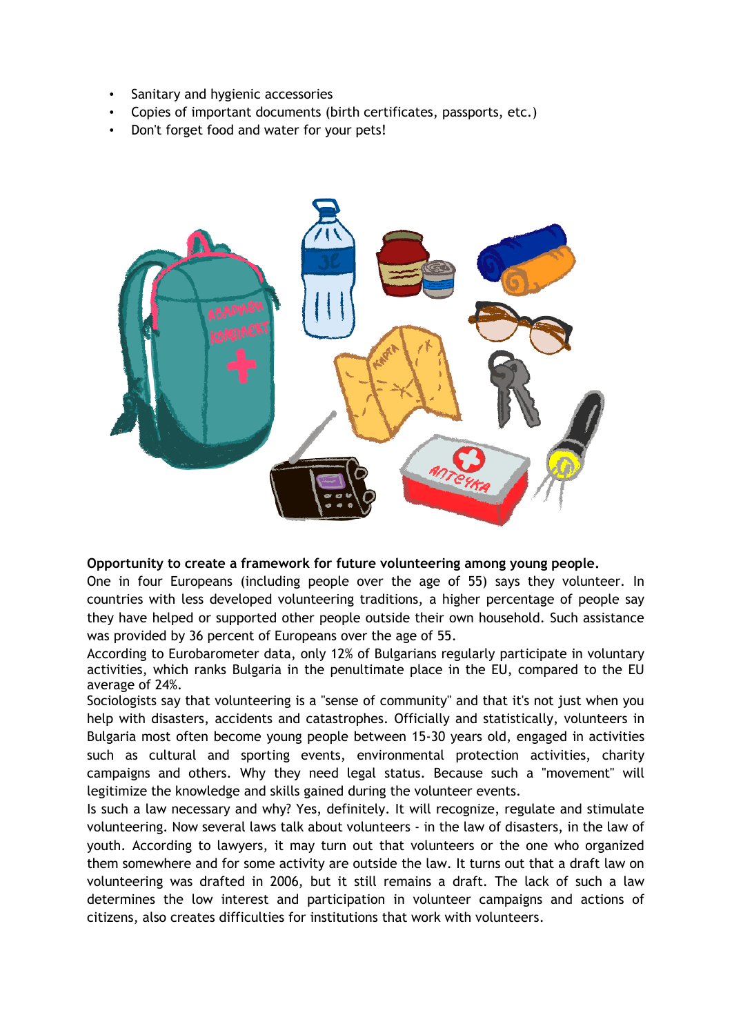- Sanitary and hygienic accessories
- Copies of important documents (birth certificates, passports, etc.)
- Don't forget food and water for your pets!

**Opportunity to create a framework for future volunteering among young people.**

One in four Europeans (including people over the age of 55) says they volunteer. In countries with less developed volunteering traditions, a higher percentage of people say they have helped or supported other people outside their own household. Such assistance was provided by 36 percent of Europeans over the age of 55.

According to Eurobarometer data, only 12% of Bulgarians regularly participate in voluntary activities, which ranks Bulgaria in the penultimate place in the EU, compared to the EU average of 24%.

Sociologists say that volunteering is a "sense of community" and that it's not just when you help with disasters, accidents and catastrophes. Officially and statistically, volunteers in Bulgaria most often become young people between 15-30 years old, engaged in activities such as cultural and sporting events, environmental protection activities, charity campaigns and others. Why they need legal status. Because such a "movement" will legitimize the knowledge and skills gained during the volunteer events.

Is such a law necessary and why? Yes, definitely. It will recognize, regulate and stimulate volunteering. Now several laws talk about volunteers - in the law of disasters, in the law of youth. According to lawyers, it may turn out that volunteers or the one who organized them somewhere and for some activity are outside the law. It turns out that a draft law on volunteering was drafted in 2006, but it still remains a draft. The lack of such a law determines the low interest and participation in volunteer campaigns and actions of citizens, also creates difficulties for institutions that work with volunteers.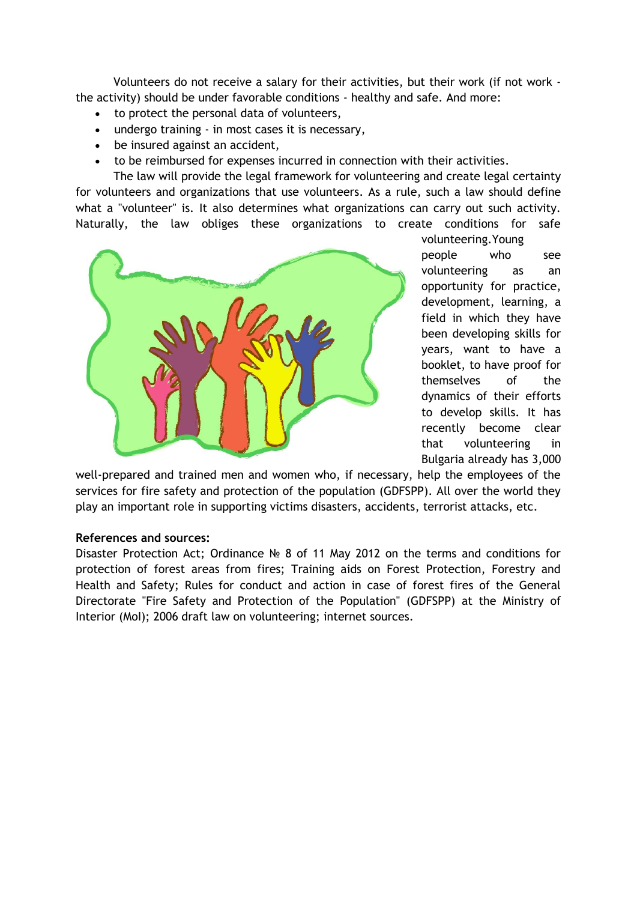Volunteers do not receive a salary for their activities, but their work (if not work - the activity) should be under favorable conditions - healthy and safe. And more:

- to protect the personal data of volunteers,
- undergo training - in most cases it is necessary,
- be insured against an accident,
- to be reimbursed for expenses incurred in connection with their activities.

The law will provide the legal framework for volunteering and create legal certainty for volunteers and organizations that use volunteers. As a rule, such a law should define what a "volunteer" is. It also determines what organizations can carry out such activity. Naturally, the law obliges these organizations to create conditions for safe volunteering.Young people who see volunteering as an opportunity for practice, development, learning, a field in which they have been developing skills for years, want to have a booklet, to have proof for themselves of the dynamics of their efforts to develop skills. It has recently become clear that volunteering in Bulgaria already has 3,000 well-prepared and trained men and women who, if necessary, help the employees of the services for fire safety and protection of the population (GDFSPP). All over the world they play an important role in supporting victims disasters, accidents, terrorist attacks, etc.

**References and sources:**

Disaster Protection Act; Ordinance № 8 of 11 May 2012 on the terms and conditions for protection of forest areas from fires; Training aids on Forest Protection, Forestry and Health and Safety; Rules for conduct and action in case of forest fires of the General Directorate "Fire Safety and Protection of the Population" (GDFSPP) at the Ministry of Interior (MoI); 2006 draft law on volunteering; internet sources.